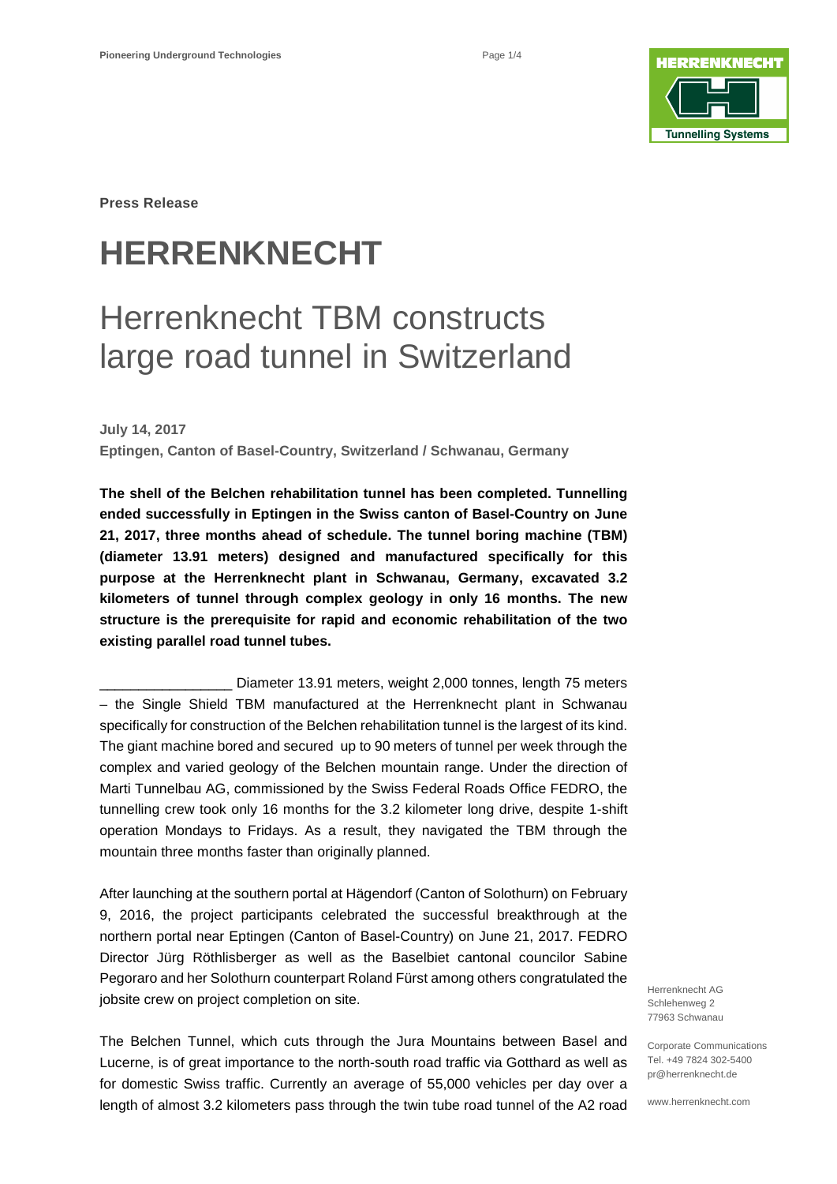Press Release

# HERRENKNECHT

## Herrenknecht TBM constructs large road tunnel in Switzerland

**July 14, 2017**
**Eptingen, Canton of Basel-Country, Switzerland / Schwanau, Germany**

**The shell of the Belchen rehabilitation tunnel has been completed. Tunnelling ended successfully in Eptingen in the Swiss canton of Basel-Country on June 21, 2017, three months ahead of schedule. The tunnel boring machine (TBM) (diameter 13.91 meters) designed and manufactured specifically for this purpose at the Herrenknecht plant in Schwanau, Germany, excavated 3.2 kilometers of tunnel through complex geology in only 16 months. The new structure is the prerequisite for rapid and economic rehabilitation of the two existing parallel road tunnel tubes.**

_________________ Diameter 13.91 meters, weight 2,000 tonnes, length 75 meters – the Single Shield TBM manufactured at the Herrenknecht plant in Schwanau specifically for construction of the Belchen rehabilitation tunnel is the largest of its kind. The giant machine bored and secured up to 90 meters of tunnel per week through the complex and varied geology of the Belchen mountain range. Under the direction of Marti Tunnelbau AG, commissioned by the Swiss Federal Roads Office FEDRO, the tunnelling crew took only 16 months for the 3.2 kilometer long drive, despite 1-shift operation Mondays to Fridays. As a result, they navigated the TBM through the mountain three months faster than originally planned.

After launching at the southern portal at Hägendorf (Canton of Solothurn) on February 9, 2016, the project participants celebrated the successful breakthrough at the northern portal near Eptingen (Canton of Basel-Country) on June 21, 2017. FEDRO Director Jürg Röthlisberger as well as the Baselbiet cantonal councilor Sabine Pegoraro and her Solothurn counterpart Roland Fürst among others congratulated the jobsite crew on project completion on site.

The Belchen Tunnel, which cuts through the Jura Mountains between Basel and Lucerne, is of great importance to the north-south road traffic via Gotthard as well as for domestic Swiss traffic. Currently an average of 55,000 vehicles per day over a length of almost 3.2 kilometers pass through the twin tube road tunnel of the A2 road

Herrenknecht AG
Schlehenweg 2
77963 Schwanau

Corporate Communications
Tel. +49 7824 302-5400
pr@herrenknecht.de

www.herrenknecht.com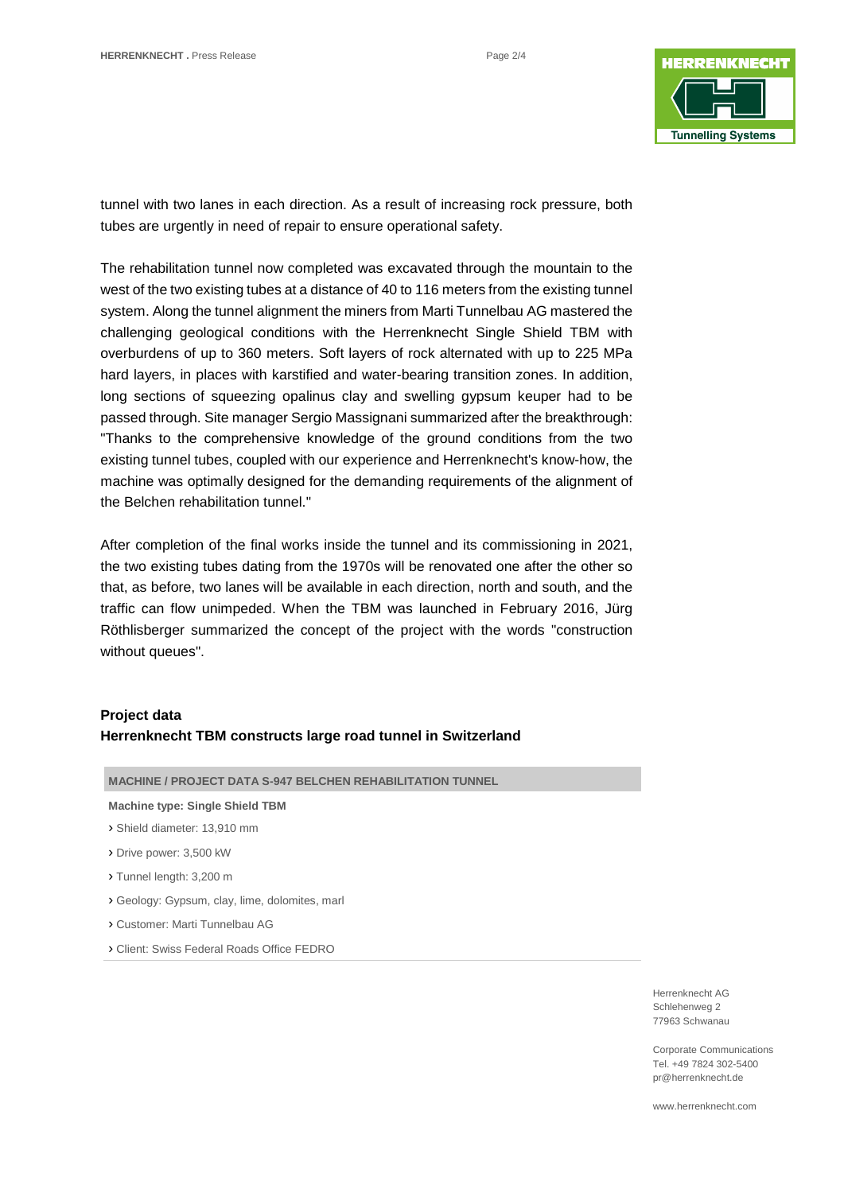tunnel with two lanes in each direction. As a result of increasing rock pressure, both tubes are urgently in need of repair to ensure operational safety.

The rehabilitation tunnel now completed was excavated through the mountain to the west of the two existing tubes at a distance of 40 to 116 meters from the existing tunnel system. Along the tunnel alignment the miners from Marti Tunnelbau AG mastered the challenging geological conditions with the Herrenknecht Single Shield TBM with overburdens of up to 360 meters. Soft layers of rock alternated with up to 225 MPa hard layers, in places with karstified and water-bearing transition zones. In addition, long sections of squeezing opalinus clay and swelling gypsum keuper had to be passed through. Site manager Sergio Massignani summarized after the breakthrough: "Thanks to the comprehensive knowledge of the ground conditions from the two existing tunnel tubes, coupled with our experience and Herrenknecht's know-how, the machine was optimally designed for the demanding requirements of the alignment of the Belchen rehabilitation tunnel."

After completion of the final works inside the tunnel and its commissioning in 2021, the two existing tubes dating from the 1970s will be renovated one after the other so that, as before, two lanes will be available in each direction, north and south, and the traffic can flow unimpeded. When the TBM was launched in February 2016, Jürg Röthlisberger summarized the concept of the project with the words "construction without queues".

## Project data

## Herrenknecht TBM constructs large road tunnel in Switzerland

**MACHINE / PROJECT DATA S-947 BELCHEN REHABILITATION TUNNEL**

**Machine type: Single Shield TBM**

- Shield diameter: 13,910 mm
- Drive power: 3,500 kW
- Tunnel length: 3,200 m
- Geology: Gypsum, clay, lime, dolomites, marl
- Customer: Marti Tunnelbau AG
- Client: Swiss Federal Roads Office FEDRO

Herrenknecht AG
Schlehenweg 2
77963 Schwanau

Corporate Communications
Tel. +49 7824 302-5400
pr@herrenknecht.de

www.herrenknecht.com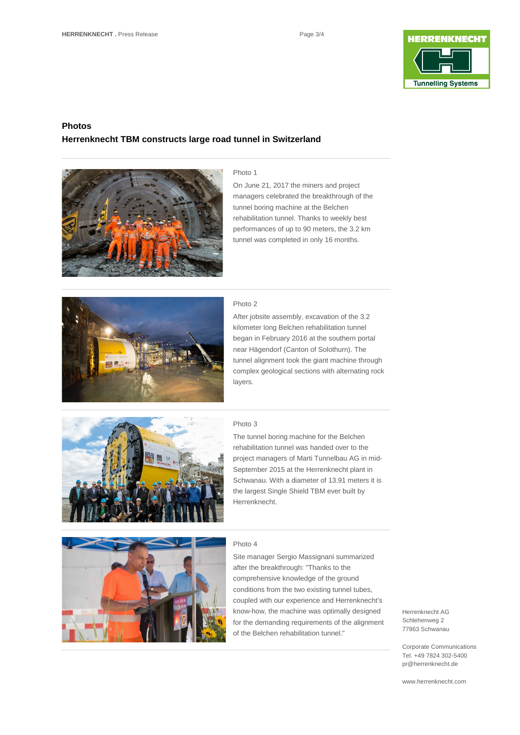## Photos

## Herrenknecht TBM constructs large road tunnel in Switzerland

Photo 1

On June 21, 2017 the miners and project managers celebrated the breakthrough of the tunnel boring machine at the Belchen rehabilitation tunnel. Thanks to weekly best performances of up to 90 meters, the 3.2 km tunnel was completed in only 16 months.

Photo 2

After jobsite assembly, excavation of the 3.2 kilometer long Belchen rehabilitation tunnel began in February 2016 at the southern portal near Hägendorf (Canton of Solothurn). The tunnel alignment took the giant machine through complex geological sections with alternating rock layers.

Photo 3

The tunnel boring machine for the Belchen rehabilitation tunnel was handed over to the project managers of Marti Tunnelbau AG in mid-September 2015 at the Herrenknecht plant in Schwanau. With a diameter of 13.91 meters it is the largest Single Shield TBM ever built by Herrenknecht.

Photo 4

Site manager Sergio Massignani summarized after the breakthrough: "Thanks to the comprehensive knowledge of the ground conditions from the two existing tunnel tubes, coupled with our experience and Herrenknecht's know-how, the machine was optimally designed for the demanding requirements of the alignment of the Belchen rehabilitation tunnel."

Herrenknecht AG
Schlehenweg 2
77963 Schwanau

Corporate Communications
Tel. +49 7824 302-5400
pr@herrenknecht.de

www.herrenknecht.com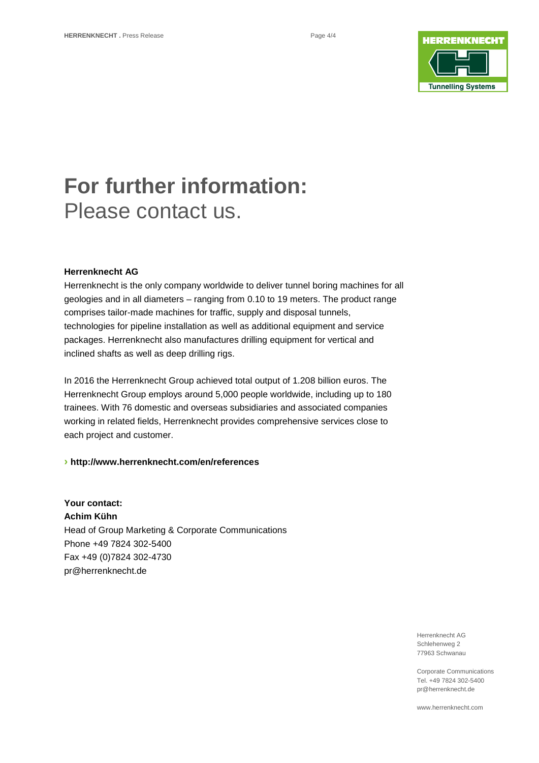# For further information:
Please contact us.

**Herrenknecht AG**

Herrenknecht is the only company worldwide to deliver tunnel boring machines for all geologies and in all diameters – ranging from 0.10 to 19 meters. The product range comprises tailor-made machines for traffic, supply and disposal tunnels, technologies for pipeline installation as well as additional equipment and service packages. Herrenknecht also manufactures drilling equipment for vertical and inclined shafts as well as deep drilling rigs.

In 2016 the Herrenknecht Group achieved total output of 1.208 billion euros. The Herrenknecht Group employs around 5,000 people worldwide, including up to 180 trainees. With 76 domestic and overseas subsidiaries and associated companies working in related fields, Herrenknecht provides comprehensive services close to each project and customer.

› **http://www.herrenknecht.com/en/references**

**Your contact:**
**Achim Kühn**
Head of Group Marketing & Corporate Communications
Phone +49 7824 302-5400
Fax +49 (0)7824 302-4730
pr@herrenknecht.de

Herrenknecht AG
Schlehenweg 2
77963 Schwanau

Corporate Communications
Tel. +49 7824 302-5400
pr@herrenknecht.de

www.herrenknecht.com